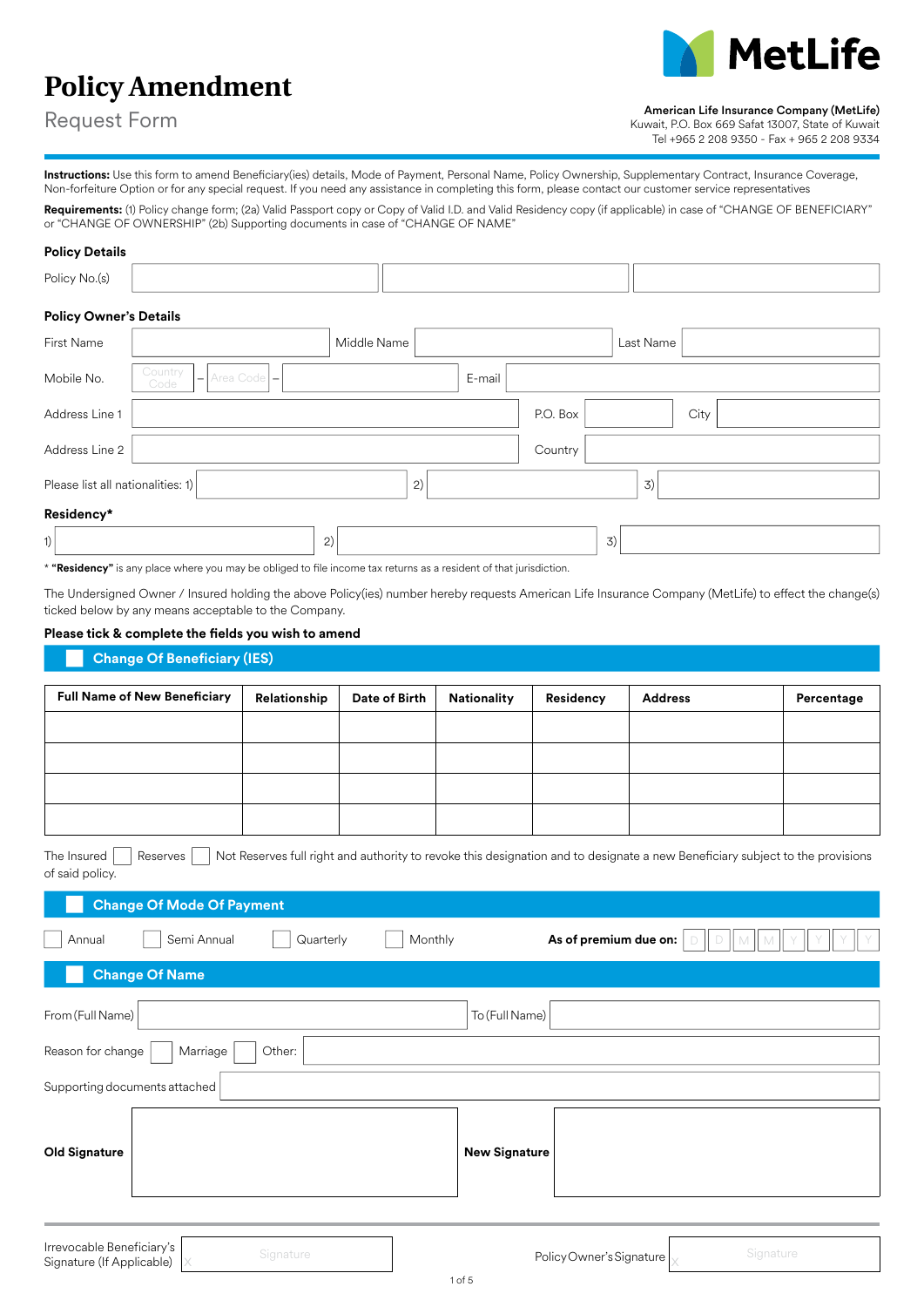# Policy Amendment

## Request Form

**American Life Insurance Company (MetLife)**
Kuwait, P.O. Box 669 Safat 13007, State of Kuwait
Tel +965 2 208 9350 - Fax + 965 2 208 9334

**Instructions:** Use this form to amend Beneficiary(ies) details, Mode of Payment, Personal Name, Policy Ownership, Supplementary Contract, Insurance Coverage, Non-forfeiture Option or for any special request. If you need any assistance in completing this form, please contact our customer service representatives

**Requirements:** (1) Policy change form; (2a) Valid Passport copy or Copy of Valid I.D. and Valid Residency copy (if applicable) in case of "CHANGE OF BENEFICIARY" or "CHANGE OF OWNERSHIP" (2b) Supporting documents in case of "CHANGE OF NAME"

### Policy Details

Policy No.(s) ____________ ____________ ____________

### Policy Owner's Details

First Name ____________ Middle Name ____________ Last Name ____________

Mobile No. Country Code – Area Code – ____________ E-mail ____________

Address Line 1 ____________ P.O. Box ____________ City ____________

Address Line 2 ____________ Country ____________

Please list all nationalities: 1) ____________ 2) ____________ 3) ____________

### Residency*

1) ____________ 2) ____________ 3) ____________

* **"Residency"** is any place where you may be obliged to file income tax returns as a resident of that jurisdiction.

The Undersigned Owner / Insured holding the above Policy(ies) number hereby requests American Life Insurance Company (MetLife) to effect the change(s) ticked below by any means acceptable to the Company.

**Please tick & complete the fields you wish to amend**

### ☐ Change Of Beneficiary (IES)

| Full Name of New Beneficiary | Relationship | Date of Birth | Nationality | Residency | Address | Percentage |
|---|---|---|---|---|---|---|
| | | | | | | |
| | | | | | | |
| | | | | | | |
| | | | | | | |

The Insured ☐ Reserves ☐ Not Reserves full right and authority to revoke this designation and to designate a new Beneficiary subject to the provisions of said policy.

### ☐ Change Of Mode Of Payment

☐ Annual ☐ Semi Annual ☐ Quarterly ☐ Monthly **As of premium due on:** D D M M Y Y Y Y

### ☐ Change Of Name

From (Full Name) ____________ To (Full Name) ____________

Reason for change ☐ Marriage ☐ Other: ____________

Supporting documents attached ____________

**Old Signature** ____________ **New Signature** ____________

Irrevocable Beneficiary's Signature (If Applicable) X Signature

Policy Owner's Signature X Signature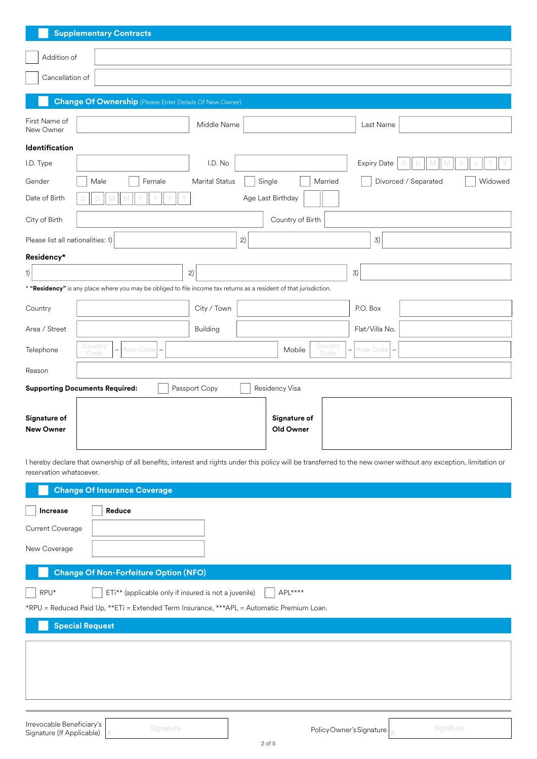## Supplementary Contracts

- [ ] Addition of
- [ ] Cancellation of

## Change Of Ownership (Please Enter Details Of New Owner)

First Name of New Owner | Middle Name | Last Name

**Identification**

I.D. Type | I.D. No | Expiry Date D D M M Y Y Y Y

Gender: [ ] Male [ ] Female

Marital Status: [ ] Single [ ] Married [ ] Divorced / Separated [ ] Widowed

Date of Birth D D M M Y Y Y Y | Age Last Birthday

City of Birth | Country of Birth

Please list all nationalities: 1) | 2) | 3)

**Residency***

1) | 2) | 3)

* **"Residency"** is any place where you may be obliged to file income tax returns as a resident of that jurisdiction.

Country | City / Town | P.O. Box

Area / Street | Building | Flat/Villa No.

Telephone Country Code – Area Code – | Mobile Country Code – Area Code –

Reason

**Supporting Documents Required:** [ ] Passport Copy [ ] Residency Visa

**Signature of New Owner** | **Signature of Old Owner**

I hereby declare that ownership of all benefits, interest and rights under this policy will be transferred to the new owner without any exception, limitation or reservation whatsoever.

## Change Of Insurance Coverage

- [ ] **Increase**
- [ ] **Reduce**

Current Coverage

New Coverage

## Change Of Non-Forfeiture Option (NFO)

- [ ] RPU*
- [ ] ETi** (applicable only if insured is not a juvenile)
- [ ] APL****

*RPU = Reduced Paid Up, **ETi = Extended Term Insurance, ***APL = Automatic Premium Loan.

## Special Request

Irrevocable Beneficiary's Signature (If Applicable) X Signature

Policy Owner's Signature X Signature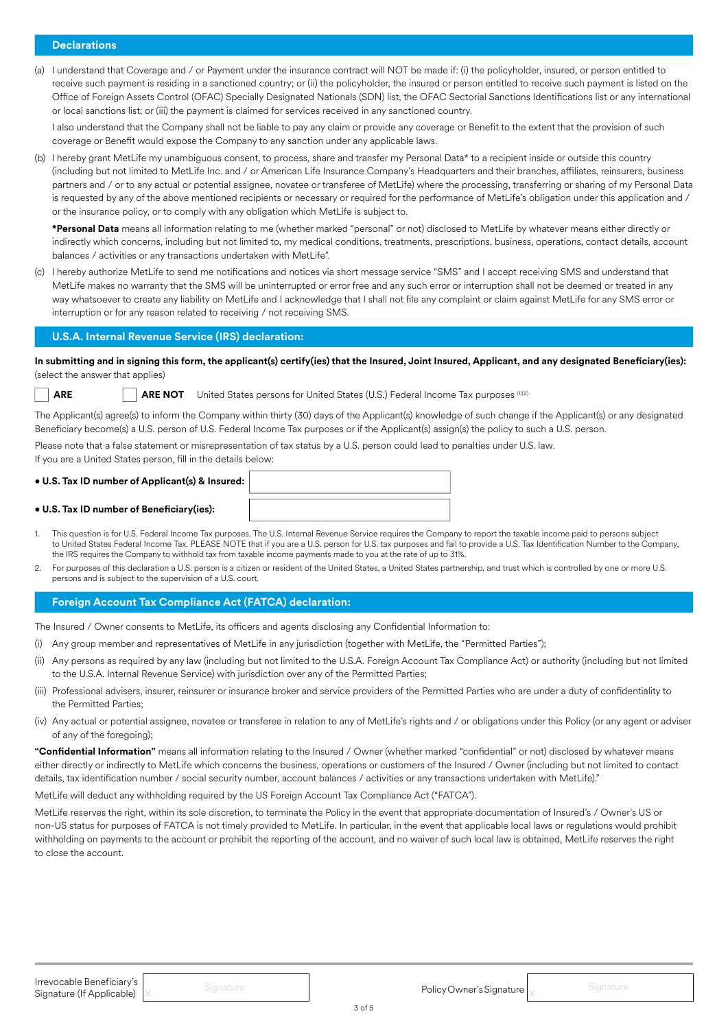## Declarations

(a) I understand that Coverage and / or Payment under the insurance contract will NOT be made if: (i) the policyholder, insured, or person entitled to receive such payment is residing in a sanctioned country; or (ii) the policyholder, the insured or person entitled to receive such payment is listed on the Office of Foreign Assets Control (OFAC) Specially Designated Nationals (SDN) list, the OFAC Sectorial Sanctions Identifications list or any international or local sanctions list; or (iii) the payment is claimed for services received in any sanctioned country.

I also understand that the Company shall not be liable to pay any claim or provide any coverage or Benefit to the extent that the provision of such coverage or Benefit would expose the Company to any sanction under any applicable laws.

(b) I hereby grant MetLife my unambiguous consent, to process, share and transfer my Personal Data* to a recipient inside or outside this country (including but not limited to MetLife Inc. and / or American Life Insurance Company's Headquarters and their branches, affiliates, reinsurers, business partners and / or to any actual or potential assignee, novatee or transferee of MetLife) where the processing, transferring or sharing of my Personal Data is requested by any of the above mentioned recipients or necessary or required for the performance of MetLife's obligation under this application and / or the insurance policy, or to comply with any obligation which MetLife is subject to.

**\*Personal Data** means all information relating to me (whether marked "personal" or not) disclosed to MetLife by whatever means either directly or indirectly which concerns, including but not limited to, my medical conditions, treatments, prescriptions, business, operations, contact details, account balances / activities or any transactions undertaken with MetLife".

(c) I hereby authorize MetLife to send me notifications and notices via short message service "SMS" and I accept receiving SMS and understand that MetLife makes no warranty that the SMS will be uninterrupted or error free and any such error or interruption shall not be deemed or treated in any way whatsoever to create any liability on MetLife and I acknowledge that I shall not file any complaint or claim against MetLife for any SMS error or interruption or for any reason related to receiving / not receiving SMS.

## U.S.A. Internal Revenue Service (IRS) declaration:

**In submitting and in signing this form, the applicant(s) certify(ies) that the Insured, Joint Insured, Applicant, and any designated Beneficiary(ies):** (select the answer that applies)

☐ **ARE** ☐ **ARE NOT** United States persons for United States (U.S.) Federal Income Tax purposes [(1)(2)]

The Applicant(s) agree(s) to inform the Company within thirty (30) days of the Applicant(s) knowledge of such change if the Applicant(s) or any designated Beneficiary become(s) a U.S. person of U.S. Federal Income Tax purposes or if the Applicant(s) assign(s) the policy to such a U.S. person.

Please note that a false statement or misrepresentation of tax status by a U.S. person could lead to penalties under U.S. law.

If you are a United States person, fill in the details below:

- **U.S. Tax ID number of Applicant(s) & Insured:** ______________________
- **U.S. Tax ID number of Beneficiary(ies):** ______________________

1. This question is for U.S. Federal Income Tax purposes. The U.S. Internal Revenue Service requires the Company to report the taxable income paid to persons subject to United States Federal Income Tax. PLEASE NOTE that if you are a U.S. person for U.S. tax purposes and fail to provide a U.S. Tax Identification Number to the Company, the IRS requires the Company to withhold tax from taxable income payments made to you at the rate of up to 31%.
2. For purposes of this declaration a U.S. person is a citizen or resident of the United States, a United States partnership, and trust which is controlled by one or more U.S. persons and is subject to the supervision of a U.S. court.

## Foreign Account Tax Compliance Act (FATCA) declaration:

The Insured / Owner consents to MetLife, its officers and agents disclosing any Confidential Information to:

(i) Any group member and representatives of MetLife in any jurisdiction (together with MetLife, the "Permitted Parties");

(ii) Any persons as required by any law (including but not limited to the U.S.A. Foreign Account Tax Compliance Act) or authority (including but not limited to the U.S.A. Internal Revenue Service) with jurisdiction over any of the Permitted Parties;

(iii) Professional advisers, insurer, reinsurer or insurance broker and service providers of the Permitted Parties who are under a duty of confidentiality to the Permitted Parties;

(iv) Any actual or potential assignee, novatee or transferee in relation to any of MetLife's rights and / or obligations under this Policy (or any agent or adviser of any of the foregoing);

**"Confidential Information"** means all information relating to the Insured / Owner (whether marked "confidential" or not) disclosed by whatever means either directly or indirectly to MetLife which concerns the business, operations or customers of the Insured / Owner (including but not limited to contact details, tax identification number / social security number, account balances / activities or any transactions undertaken with MetLife)."

MetLife will deduct any withholding required by the US Foreign Account Tax Compliance Act ("FATCA").

MetLife reserves the right, within its sole discretion, to terminate the Policy in the event that appropriate documentation of Insured's / Owner's US or non-US status for purposes of FATCA is not timely provided to MetLife. In particular, in the event that applicable local laws or regulations would prohibit withholding on payments to the account or prohibit the reporting of the account, and no waiver of such local law is obtained, MetLife reserves the right to close the account.

Irrevocable Beneficiary's Signature (If Applicable): X ______________________ (Signature)

Policy Owner's Signature: X ______________________ (Signature)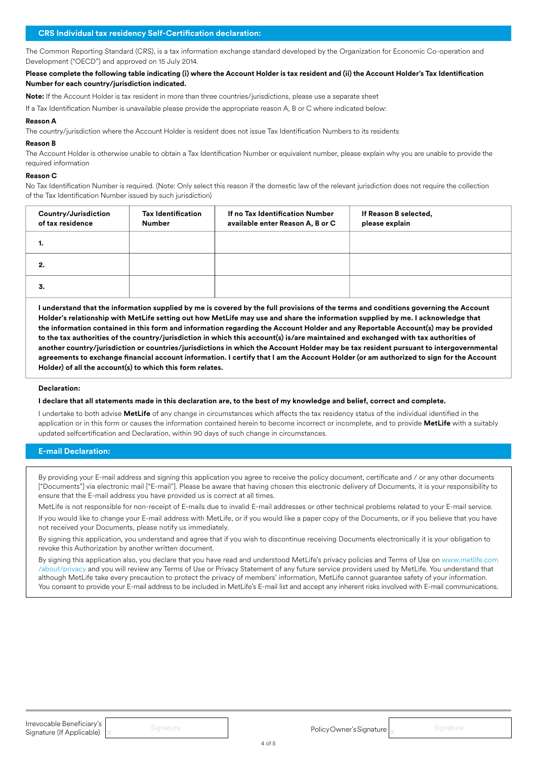## CRS Individual tax residency Self-Certification declaration:

The Common Reporting Standard (CRS), is a tax information exchange standard developed by the Organization for Economic Co-operation and Development ("OECD") and approved on 15 July 2014.

**Please complete the following table indicating (i) where the Account Holder is tax resident and (ii) the Account Holder's Tax Identification Number for each country/jurisdiction indicated.**

**Note:** If the Account Holder is tax resident in more than three countries/jurisdictions, please use a separate sheet

If a Tax Identification Number is unavailable please provide the appropriate reason A, B or C where indicated below:

**Reason A**

The country/jurisdiction where the Account Holder is resident does not issue Tax Identification Numbers to its residents

**Reason B**

The Account Holder is otherwise unable to obtain a Tax Identification Number or equivalent number, please explain why you are unable to provide the required information

**Reason C**

No Tax Identification Number is required. (Note: Only select this reason if the domestic law of the relevant jurisdiction does not require the collection of the Tax Identification Number issued by such jurisdiction)

| Country/Jurisdiction of tax residence | Tax Identification Number | If no Tax Identification Number available enter Reason A, B or C | If Reason B selected, please explain |
|---|---|---|---|
| 1. | | | |
| 2. | | | |
| 3. | | | |

**I understand that the information supplied by me is covered by the full provisions of the terms and conditions governing the Account Holder's relationship with MetLife setting out how MetLife may use and share the information supplied by me. I acknowledge that the information contained in this form and information regarding the Account Holder and any Reportable Account(s) may be provided to the tax authorities of the country/jurisdiction in which this account(s) is/are maintained and exchanged with tax authorities of another country/jurisdiction or countries/jurisdictions in which the Account Holder may be tax resident pursuant to intergovernmental agreements to exchange financial account information. I certify that I am the Account Holder (or am authorized to sign for the Account Holder) of all the account(s) to which this form relates.**

**Declaration:**

**I declare that all statements made in this declaration are, to the best of my knowledge and belief, correct and complete.**

I undertake to both advise **MetLife** of any change in circumstances which affects the tax residency status of the individual identified in the application or in this form or causes the information contained herein to become incorrect or incomplete, and to provide **MetLife** with a suitably updated selfcertification and Declaration, within 90 days of such change in circumstances.

## E-mail Declaration:

By providing your E-mail address and signing this application you agree to receive the policy document, certificate and / or any other documents ["Documents"] via electronic mail ["E-mail"]. Please be aware that having chosen this electronic delivery of Documents, it is your responsibility to ensure that the E-mail address you have provided us is correct at all times.

MetLife is not responsible for non-receipt of E-mails due to invalid E-mail addresses or other technical problems related to your E-mail service.

If you would like to change your E-mail address with MetLife, or if you would like a paper copy of the Documents, or if you believe that you have not received your Documents, please notify us immediately.

By signing this application, you understand and agree that if you wish to discontinue receiving Documents electronically it is your obligation to revoke this Authorization by another written document.

By signing this application also, you declare that you have read and understood MetLife's privacy policies and Terms of Use on www.metlife.com/about/privacy and you will review any Terms of Use or Privacy Statement of any future service providers used by MetLife. You understand that although MetLife take every precaution to protect the privacy of members' information, MetLife cannot guarantee safety of your information. You consent to provide your E-mail address to be included in MetLife's E-mail list and accept any inherent risks involved with E-mail communications.

Irrevocable Beneficiary's Signature (If Applicable) X Signature

Policy Owner's Signature X Signature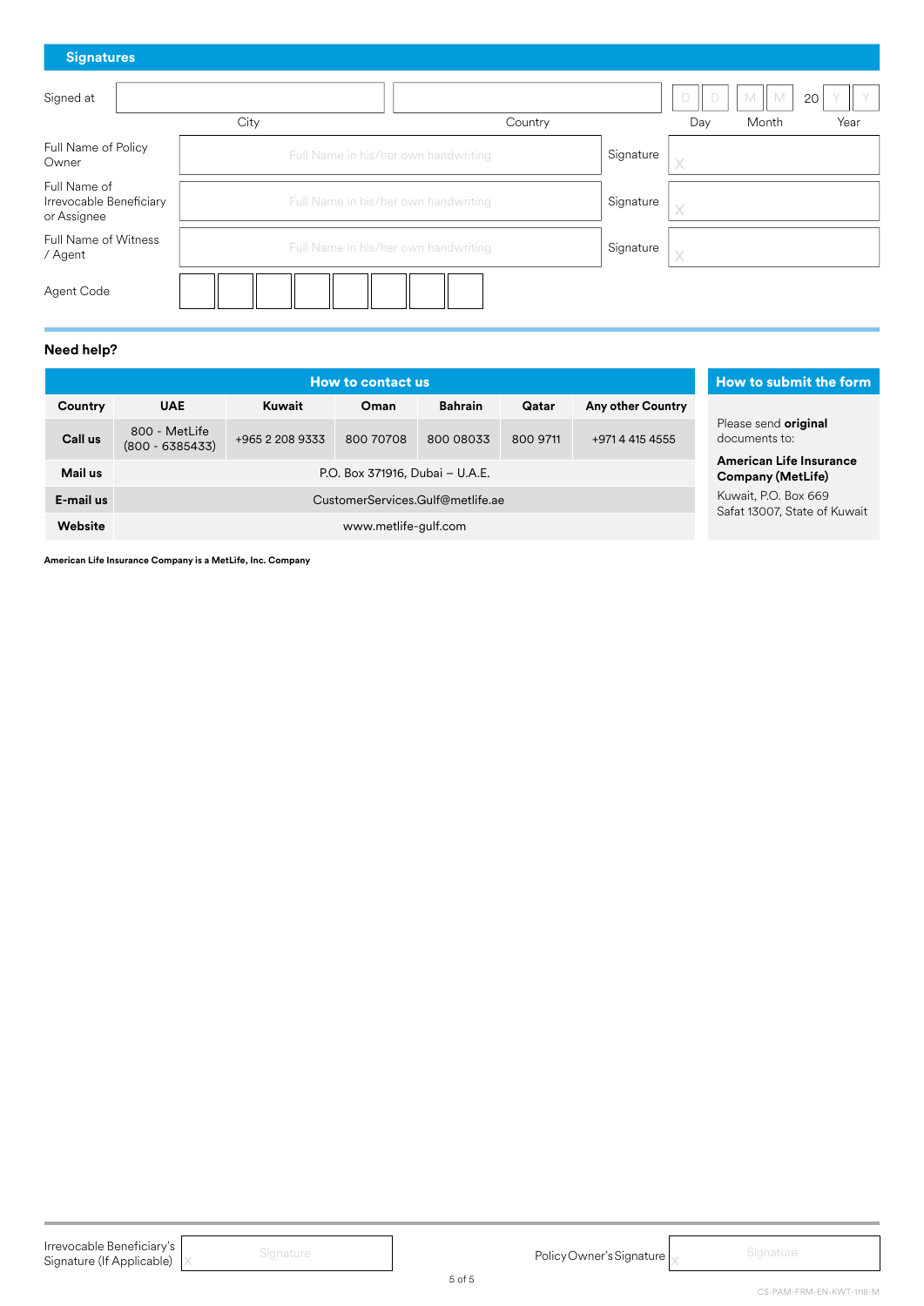## Signatures

| | | | |
|---|---|---|---|
| Signed at | City | Country | D D / M M / 20 Y Y (Day, Month, Year) |
| Full Name of Policy Owner | Full Name in his/her own handwriting | Signature | X |
| Full Name of Irrevocable Beneficiary or Assignee | Full Name in his/her own handwriting | Signature | X |
| Full Name of Witness / Agent | Full Name in his/her own handwriting | Signature | X |
| Agent Code | | | |

## Need help?

**How to contact us**

| Country | UAE | Kuwait | Oman | Bahrain | Qatar | Any other Country |
|---|---|---|---|---|---|---|
| Call us | 800 - MetLife (800 - 6385433) | +965 2 208 9333 | 800 70708 | 800 08033 | 800 9711 | +971 4 415 4555 |
| Mail us | P.O. Box 371916, Dubai – U.A.E. | | | | | |
| E-mail us | CustomerServices.Gulf@metlife.ae | | | | | |
| Website | www.metlife-gulf.com | | | | | |

**How to submit the form**

Please send **original** documents to:

**American Life Insurance Company (MetLife)**

Kuwait, P.O. Box 669
Safat 13007, State of Kuwait

**American Life Insurance Company is a MetLife, Inc. Company**

Irrevocable Beneficiary's Signature (If Applicable) X Signature

Policy Owner's Signature X Signature

CS-PAM-FRM-EN-KWT-1118-M